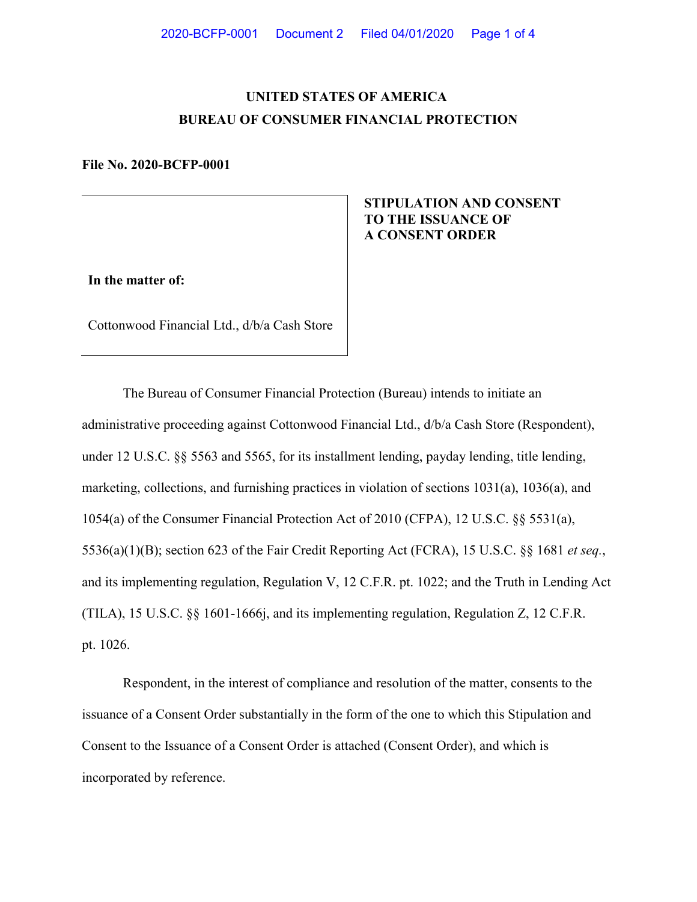# UNITED STATES OF AMERICA
# BUREAU OF CONSUMER FINANCIAL PROTECTION

**File No. 2020-BCFP-0001**

**In the matter of:**

Cottonwood Financial Ltd., d/b/a Cash Store

**STIPULATION AND CONSENT TO THE ISSUANCE OF A CONSENT ORDER**

The Bureau of Consumer Financial Protection (Bureau) intends to initiate an administrative proceeding against Cottonwood Financial Ltd., d/b/a Cash Store (Respondent), under 12 U.S.C. §§ 5563 and 5565, for its installment lending, payday lending, title lending, marketing, collections, and furnishing practices in violation of sections 1031(a), 1036(a), and 1054(a) of the Consumer Financial Protection Act of 2010 (CFPA), 12 U.S.C. §§ 5531(a), 5536(a)(1)(B); section 623 of the Fair Credit Reporting Act (FCRA), 15 U.S.C. §§ 1681 *et seq.*, and its implementing regulation, Regulation V, 12 C.F.R. pt. 1022; and the Truth in Lending Act (TILA), 15 U.S.C. §§ 1601-1666j, and its implementing regulation, Regulation Z, 12 C.F.R. pt. 1026.

Respondent, in the interest of compliance and resolution of the matter, consents to the issuance of a Consent Order substantially in the form of the one to which this Stipulation and Consent to the Issuance of a Consent Order is attached (Consent Order), and which is incorporated by reference.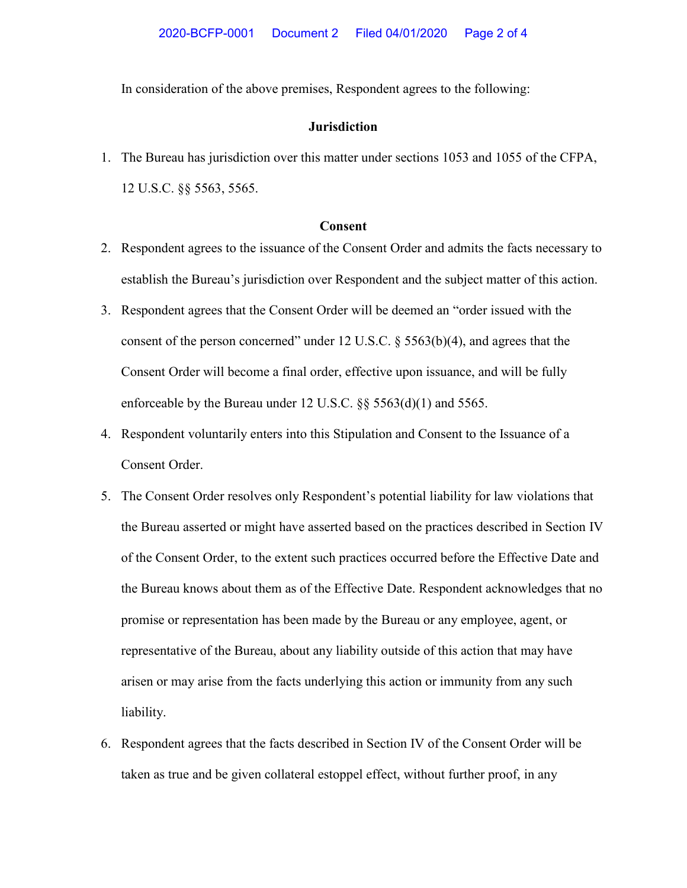In consideration of the above premises, Respondent agrees to the following:

**Jurisdiction**

1. The Bureau has jurisdiction over this matter under sections 1053 and 1055 of the CFPA, 12 U.S.C. §§ 5563, 5565.

**Consent**

2. Respondent agrees to the issuance of the Consent Order and admits the facts necessary to establish the Bureau's jurisdiction over Respondent and the subject matter of this action.
3. Respondent agrees that the Consent Order will be deemed an "order issued with the consent of the person concerned" under 12 U.S.C. § 5563(b)(4), and agrees that the Consent Order will become a final order, effective upon issuance, and will be fully enforceable by the Bureau under 12 U.S.C. §§ 5563(d)(1) and 5565.
4. Respondent voluntarily enters into this Stipulation and Consent to the Issuance of a Consent Order.
5. The Consent Order resolves only Respondent's potential liability for law violations that the Bureau asserted or might have asserted based on the practices described in Section IV of the Consent Order, to the extent such practices occurred before the Effective Date and the Bureau knows about them as of the Effective Date. Respondent acknowledges that no promise or representation has been made by the Bureau or any employee, agent, or representative of the Bureau, about any liability outside of this action that may have arisen or may arise from the facts underlying this action or immunity from any such liability.
6. Respondent agrees that the facts described in Section IV of the Consent Order will be taken as true and be given collateral estoppel effect, without further proof, in any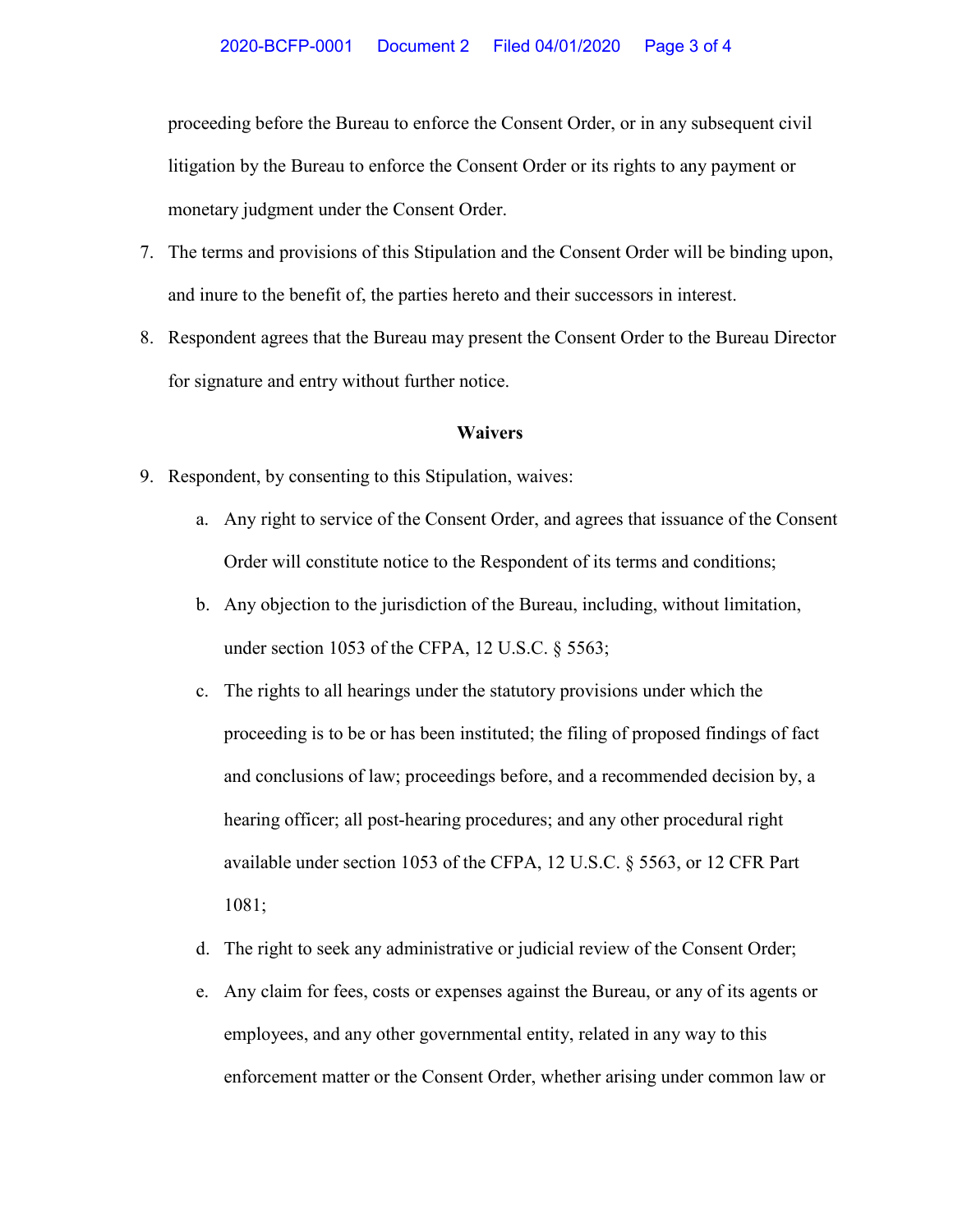proceeding before the Bureau to enforce the Consent Order, or in any subsequent civil litigation by the Bureau to enforce the Consent Order or its rights to any payment or monetary judgment under the Consent Order.

7. The terms and provisions of this Stipulation and the Consent Order will be binding upon, and inure to the benefit of, the parties hereto and their successors in interest.
8. Respondent agrees that the Bureau may present the Consent Order to the Bureau Director for signature and entry without further notice.

**Waivers**

9. Respondent, by consenting to this Stipulation, waives:
   a. Any right to service of the Consent Order, and agrees that issuance of the Consent Order will constitute notice to the Respondent of its terms and conditions;
   b. Any objection to the jurisdiction of the Bureau, including, without limitation, under section 1053 of the CFPA, 12 U.S.C. § 5563;
   c. The rights to all hearings under the statutory provisions under which the proceeding is to be or has been instituted; the filing of proposed findings of fact and conclusions of law; proceedings before, and a recommended decision by, a hearing officer; all post-hearing procedures; and any other procedural right available under section 1053 of the CFPA, 12 U.S.C. § 5563, or 12 CFR Part 1081;
   d. The right to seek any administrative or judicial review of the Consent Order;
   e. Any claim for fees, costs or expenses against the Bureau, or any of its agents or employees, and any other governmental entity, related in any way to this enforcement matter or the Consent Order, whether arising under common law or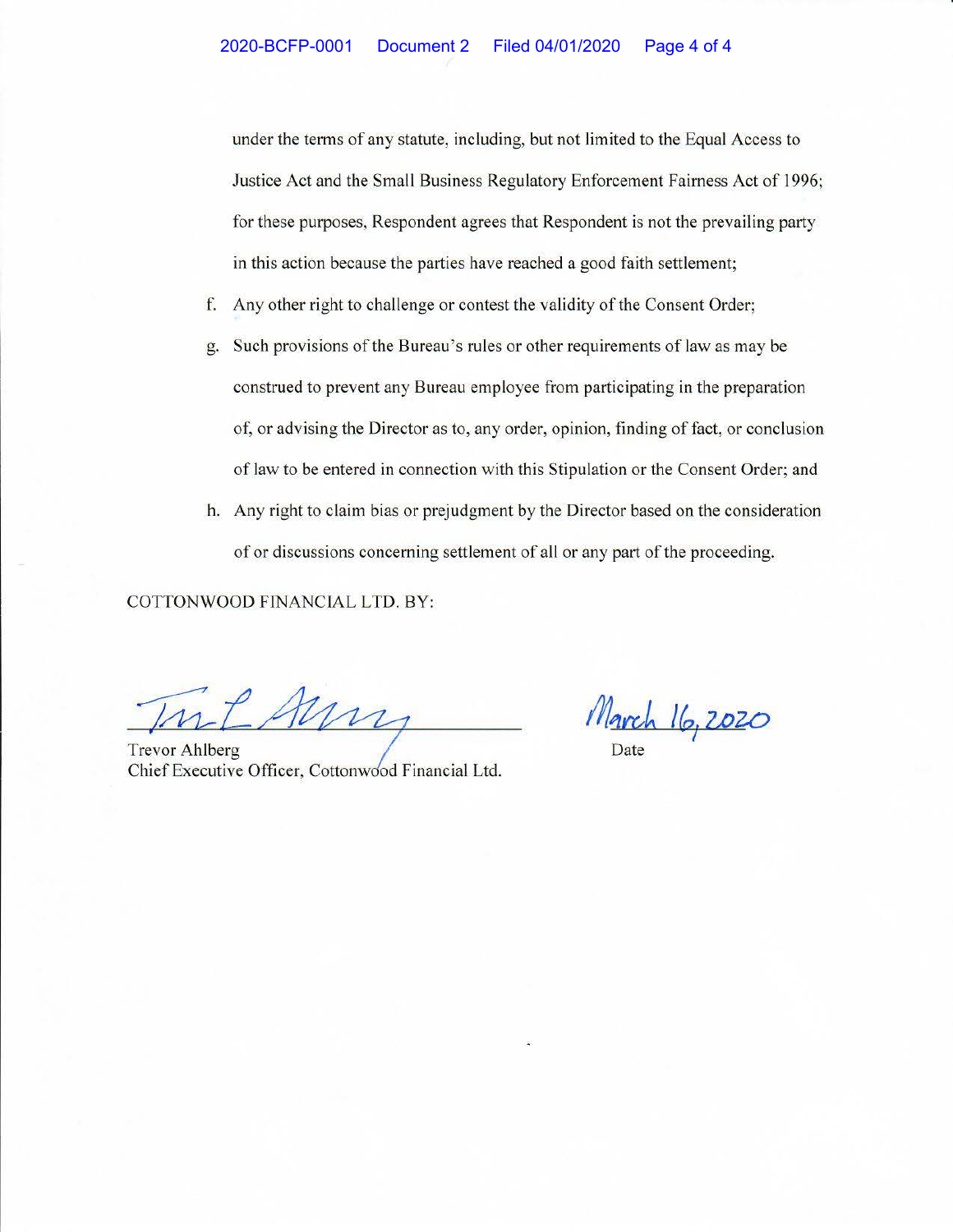under the terms of any statute, including, but not limited to the Equal Access to Justice Act and the Small Business Regulatory Enforcement Fairness Act of 1996; for these purposes, Respondent agrees that Respondent is not the prevailing party in this action because the parties have reached a good faith settlement;

f. Any other right to challenge or contest the validity of the Consent Order;

g. Such provisions of the Bureau's rules or other requirements of law as may be construed to prevent any Bureau employee from participating in the preparation of, or advising the Director as to, any order, opinion, finding of fact, or conclusion of law to be entered in connection with this Stipulation or the Consent Order; and

h. Any right to claim bias or prejudgment by the Director based on the consideration of or discussions concerning settlement of all or any part of the proceeding.

COTTONWOOD FINANCIAL LTD. BY:

Trevor Ahlberg
Chief Executive Officer, Cottonwood Financial Ltd.

March 16, 2020
Date